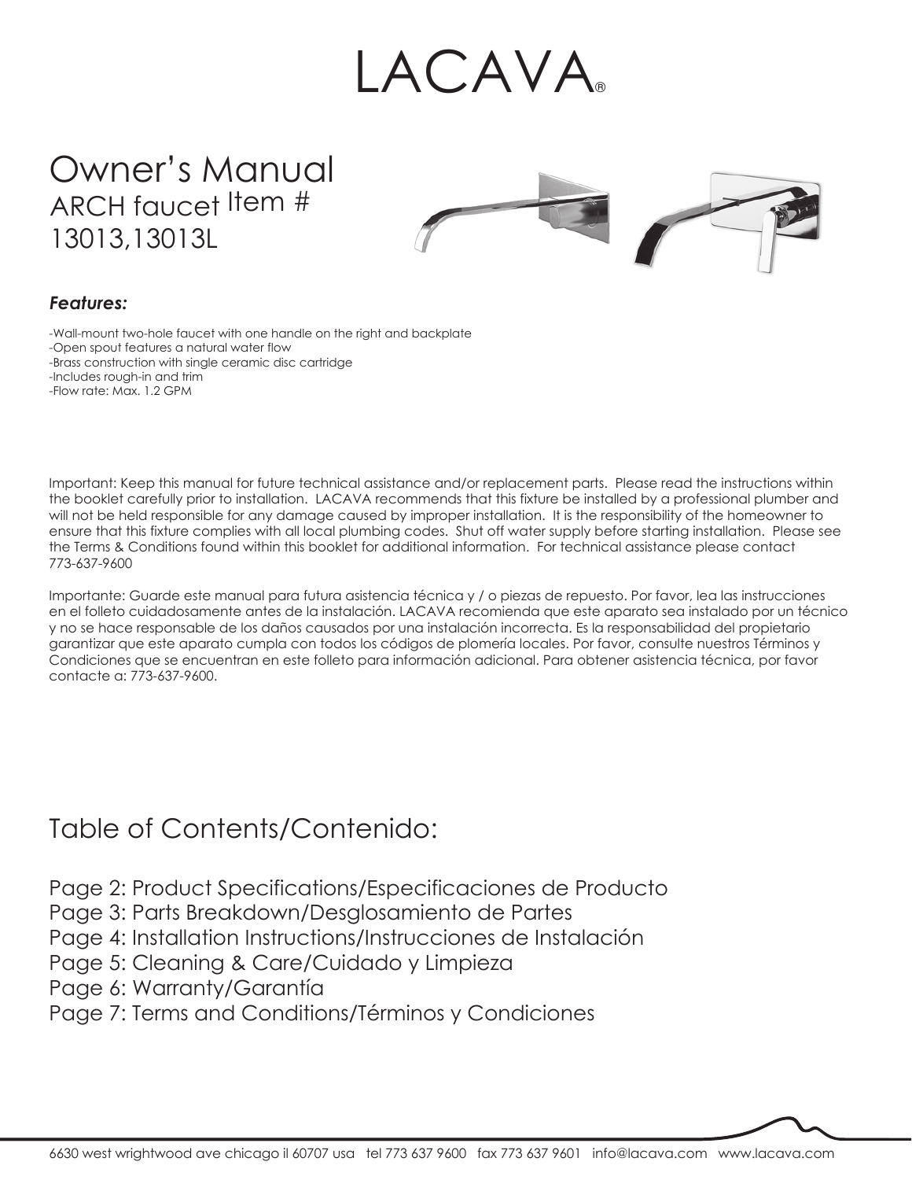# LACAVA®

# Owner's Manual

## ARCH faucet Item # 13013,13013L

***Features:***

- -Wall-mount two-hole faucet with one handle on the right and backplate
- -Open spout features a natural water flow
- -Brass construction with single ceramic disc cartridge
- -Includes rough-in and trim
- -Flow rate: Max. 1.2 GPM

Important: Keep this manual for future technical assistance and/or replacement parts. Please read the instructions within the booklet carefully prior to installation. LACAVA recommends that this fixture be installed by a professional plumber and will not be held responsible for any damage caused by improper installation. It is the responsibility of the homeowner to ensure that this fixture complies with all local plumbing codes. Shut off water supply before starting installation. Please see the Terms & Conditions found within this booklet for additional information. For technical assistance please contact 773-637-9600

Importante: Guarde este manual para futura asistencia técnica y / o piezas de repuesto. Por favor, lea las instrucciones en el folleto cuidadosamente antes de la instalación. LACAVA recomienda que este aparato sea instalado por un técnico y no se hace responsable de los daños causados por una instalación incorrecta. Es la responsabilidad del propietario garantizar que este aparato cumpla con todos los códigos de plomería locales. Por favor, consulte nuestros Términos y Condiciones que se encuentran en este folleto para información adicional. Para obtener asistencia técnica, por favor contacte a: 773-637-9600.

## Table of Contents/Contenido:

Page 2: Product Specifications/Especificaciones de Producto
Page 3: Parts Breakdown/Desglosamiento de Partes
Page 4: Installation Instructions/Instrucciones de Instalación
Page 5: Cleaning & Care/Cuidado y Limpieza
Page 6: Warranty/Garantía
Page 7: Terms and Conditions/Términos y Condiciones

6630 west wrightwood ave chicago il 60707 usa tel 773 637 9600 fax 773 637 9601 info@lacava.com www.lacava.com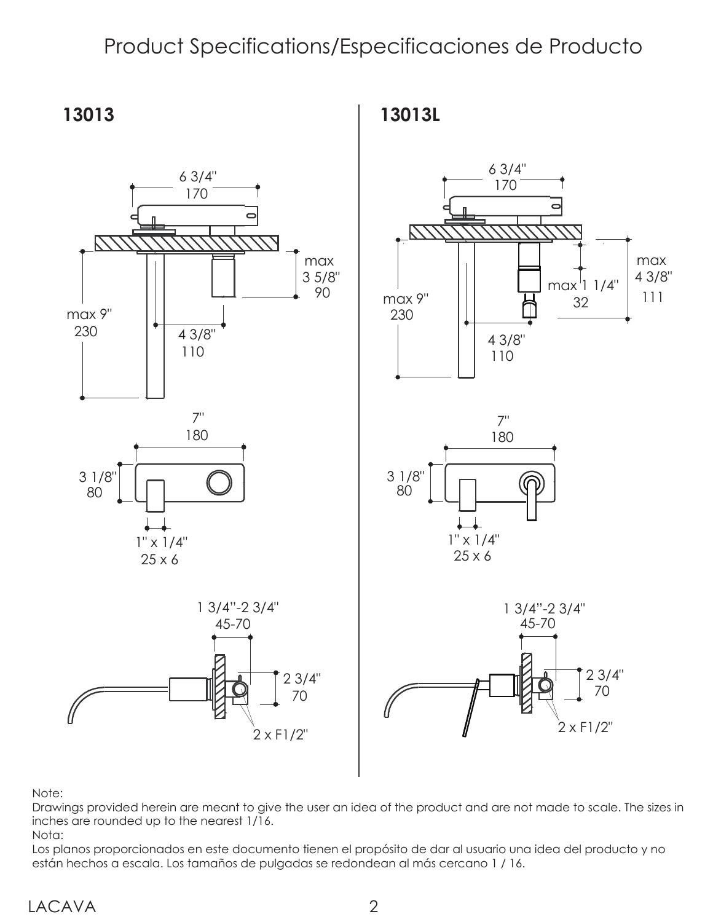# Product Specifications/Especificaciones de Producto

## 13013

6 3/4"
170

max 3 5/8"
90

max 9"
230

4 3/8"
110

7"
180

3 1/8"
80

1" x 1/4"
25 x 6

1 3/4"-2 3/4"
45-70

2 3/4"
70

2 x F1/2"

## 13013L

6 3/4"
170

max 9"
230

max 1 1/4"
32

max 4 3/8"
111

4 3/8"
110

7"
180

3 1/8"
80

1" x 1/4"
25 x 6

1 3/4"-2 3/4"
45-70

2 3/4"
70

2 x F1/2"

Note:
Drawings provided herein are meant to give the user an idea of the product and are not made to scale. The sizes in inches are rounded up to the nearest 1/16.

Nota:
Los planos proporcionados en este documento tienen el propósito de dar al usuario una idea del producto y no están hechos a escala. Los tamaños de pulgadas se redondean al más cercano 1 / 16.

LACAVA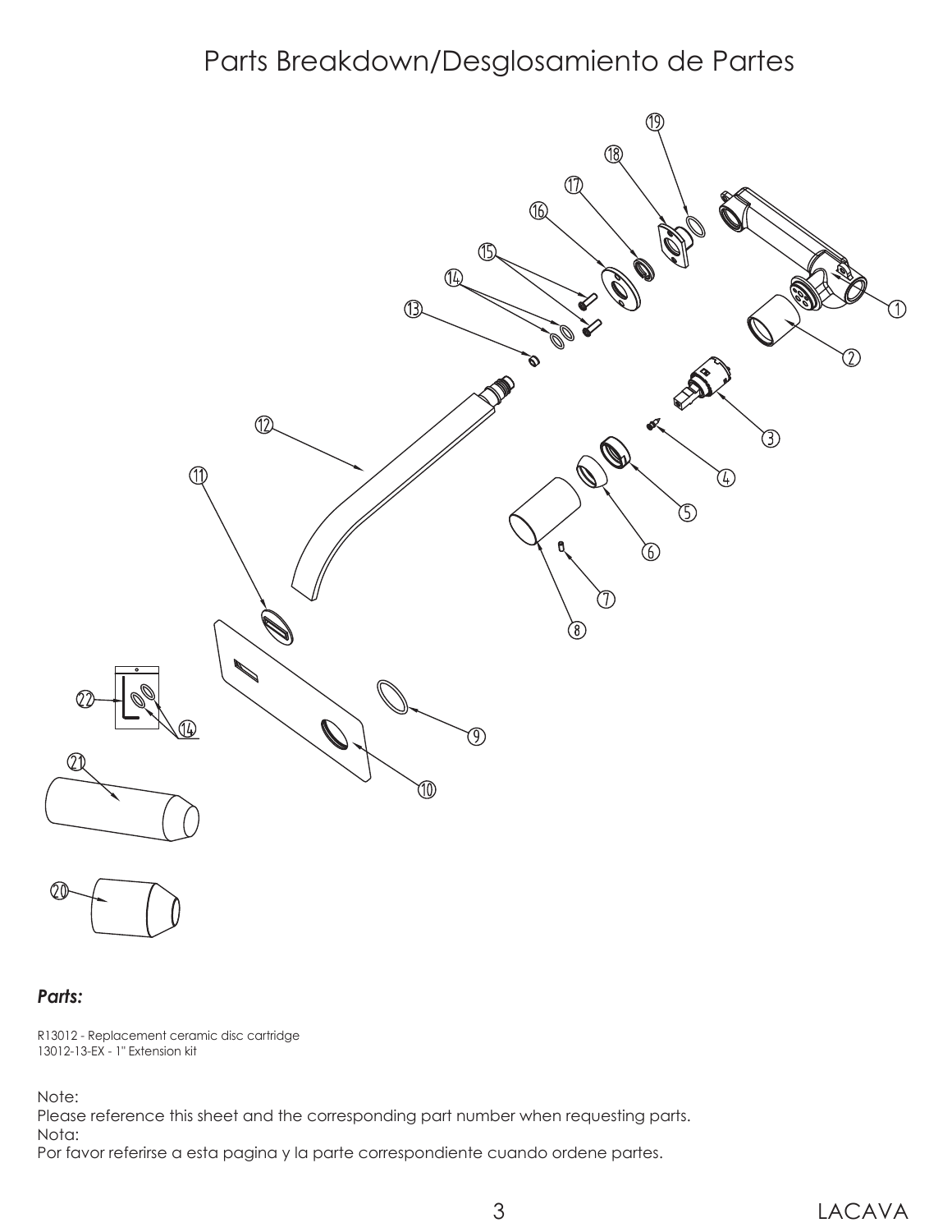# Parts Breakdown/Desglosamiento de Partes

***Parts:***

R13012 - Replacement ceramic disc cartridge
13012-13-EX - 1" Extension kit

Note:
Please reference this sheet and the corresponding part number when requesting parts.
Nota:
Por favor referirse a esta pagina y la parte correspondiente cuando ordene partes.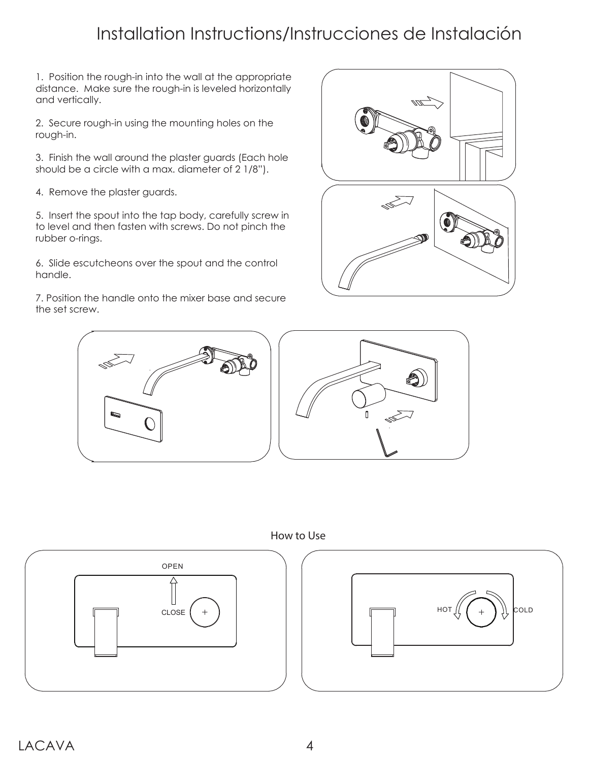# Installation Instructions/Instrucciones de Instalación

1. Position the rough-in into the wall at the appropriate distance. Make sure the rough-in is leveled horizontally and vertically.

2. Secure rough-in using the mounting holes on the rough-in.

3. Finish the wall around the plaster guards (Each hole should be a circle with a max. diameter of 2 1/8").

4. Remove the plaster guards.

5. Insert the spout into the tap body, carefully screw in to level and then fasten with screws. Do not pinch the rubber o-rings.

6. Slide escutcheons over the spout and the control handle.

7. Position the handle onto the mixer base and secure the set screw.

## How to Use

OPEN

CLOSE

HOT

COLD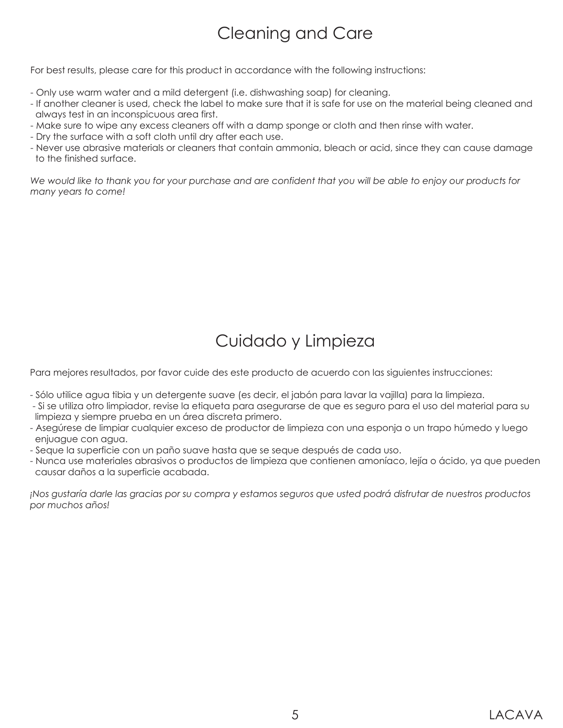# Cleaning and Care

For best results, please care for this product in accordance with the following instructions:

- Only use warm water and a mild detergent (i.e. dishwashing soap) for cleaning.
- If another cleaner is used, check the label to make sure that it is safe for use on the material being cleaned and always test in an inconspicuous area first.
- Make sure to wipe any excess cleaners off with a damp sponge or cloth and then rinse with water.
- Dry the surface with a soft cloth until dry after each use.
- Never use abrasive materials or cleaners that contain ammonia, bleach or acid, since they can cause damage to the finished surface.

*We would like to thank you for your purchase and are confident that you will be able to enjoy our products for many years to come!*

# Cuidado y Limpieza

Para mejores resultados, por favor cuide des este producto de acuerdo con las siguientes instrucciones:

- Sólo utilice agua tibia y un detergente suave (es decir, el jabón para lavar la vajilla) para la limpieza.
- Si se utiliza otro limpiador, revise la etiqueta para asegurarse de que es seguro para el uso del material para su limpieza y siempre prueba en un área discreta primero.
- Asegúrese de limpiar cualquier exceso de productor de limpieza con una esponja o un trapo húmedo y luego enjuague con agua.
- Seque la superficie con un paño suave hasta que se seque después de cada uso.
- Nunca use materiales abrasivos o productos de limpieza que contienen amoníaco, lejía o ácido, ya que pueden causar daños a la superficie acabada.

*¡Nos gustaría darle las gracias por su compra y estamos seguros que usted podrá disfrutar de nuestros productos por muchos años!*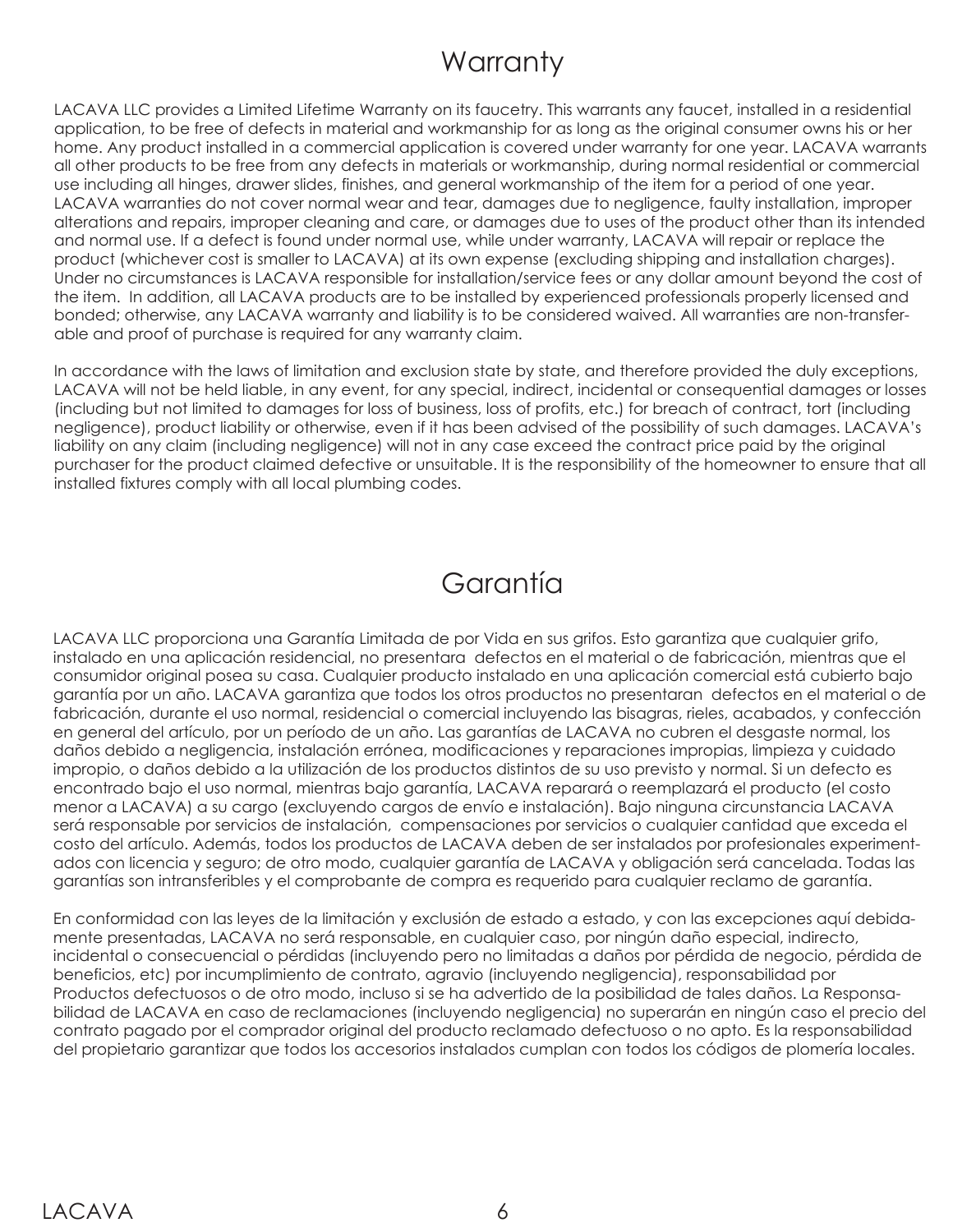# Warranty

LACAVA LLC provides a Limited Lifetime Warranty on its faucetry. This warrants any faucet, installed in a residential application, to be free of defects in material and workmanship for as long as the original consumer owns his or her home. Any product installed in a commercial application is covered under warranty for one year. LACAVA warrants all other products to be free from any defects in materials or workmanship, during normal residential or commercial use including all hinges, drawer slides, finishes, and general workmanship of the item for a period of one year. LACAVA warranties do not cover normal wear and tear, damages due to negligence, faulty installation, improper alterations and repairs, improper cleaning and care, or damages due to uses of the product other than its intended and normal use. If a defect is found under normal use, while under warranty, LACAVA will repair or replace the product (whichever cost is smaller to LACAVA) at its own expense (excluding shipping and installation charges). Under no circumstances is LACAVA responsible for installation/service fees or any dollar amount beyond the cost of the item. In addition, all LACAVA products are to be installed by experienced professionals properly licensed and bonded; otherwise, any LACAVA warranty and liability is to be considered waived. All warranties are non-transferable and proof of purchase is required for any warranty claim.

In accordance with the laws of limitation and exclusion state by state, and therefore provided the duly exceptions, LACAVA will not be held liable, in any event, for any special, indirect, incidental or consequential damages or losses (including but not limited to damages for loss of business, loss of profits, etc.) for breach of contract, tort (including negligence), product liability or otherwise, even if it has been advised of the possibility of such damages. LACAVA's liability on any claim (including negligence) will not in any case exceed the contract price paid by the original purchaser for the product claimed defective or unsuitable. It is the responsibility of the homeowner to ensure that all installed fixtures comply with all local plumbing codes.

# Garantía

LACAVA LLC proporciona una Garantía Limitada de por Vida en sus grifos. Esto garantiza que cualquier grifo, instalado en una aplicación residencial, no presentara defectos en el material o de fabricación, mientras que el consumidor original posea su casa. Cualquier producto instalado en una aplicación comercial está cubierto bajo garantía por un año. LACAVA garantiza que todos los otros productos no presentaran defectos en el material o de fabricación, durante el uso normal, residencial o comercial incluyendo las bisagras, rieles, acabados, y confección en general del artículo, por un período de un año. Las garantías de LACAVA no cubren el desgaste normal, los daños debido a negligencia, instalación errónea, modificaciones y reparaciones impropias, limpieza y cuidado impropio, o daños debido a la utilización de los productos distintos de su uso previsto y normal. Si un defecto es encontrado bajo el uso normal, mientras bajo garantía, LACAVA reparará o reemplazará el producto (el costo menor a LACAVA) a su cargo (excluyendo cargos de envío e instalación). Bajo ninguna circunstancia LACAVA será responsable por servicios de instalación, compensaciones por servicios o cualquier cantidad que exceda el costo del artículo. Además, todos los productos de LACAVA deben de ser instalados por profesionales experimentados con licencia y seguro; de otro modo, cualquier garantía de LACAVA y obligación será cancelada. Todas las garantías son intransferibles y el comprobante de compra es requerido para cualquier reclamo de garantía.

En conformidad con las leyes de la limitación y exclusión de estado a estado, y con las excepciones aquí debidamente presentadas, LACAVA no será responsable, en cualquier caso, por ningún daño especial, indirecto, incidental o consecuencial o pérdidas (incluyendo pero no limitadas a daños por pérdida de negocio, pérdida de beneficios, etc) por incumplimiento de contrato, agravio (incluyendo negligencia), responsabilidad por Productos defectuosos o de otro modo, incluso si se ha advertido de la posibilidad de tales daños. La Responsabilidad de LACAVA en caso de reclamaciones (incluyendo negligencia) no superarán en ningún caso el precio del contrato pagado por el comprador original del producto reclamado defectuoso o no apto. Es la responsabilidad del propietario garantizar que todos los accesorios instalados cumplan con todos los códigos de plomería locales.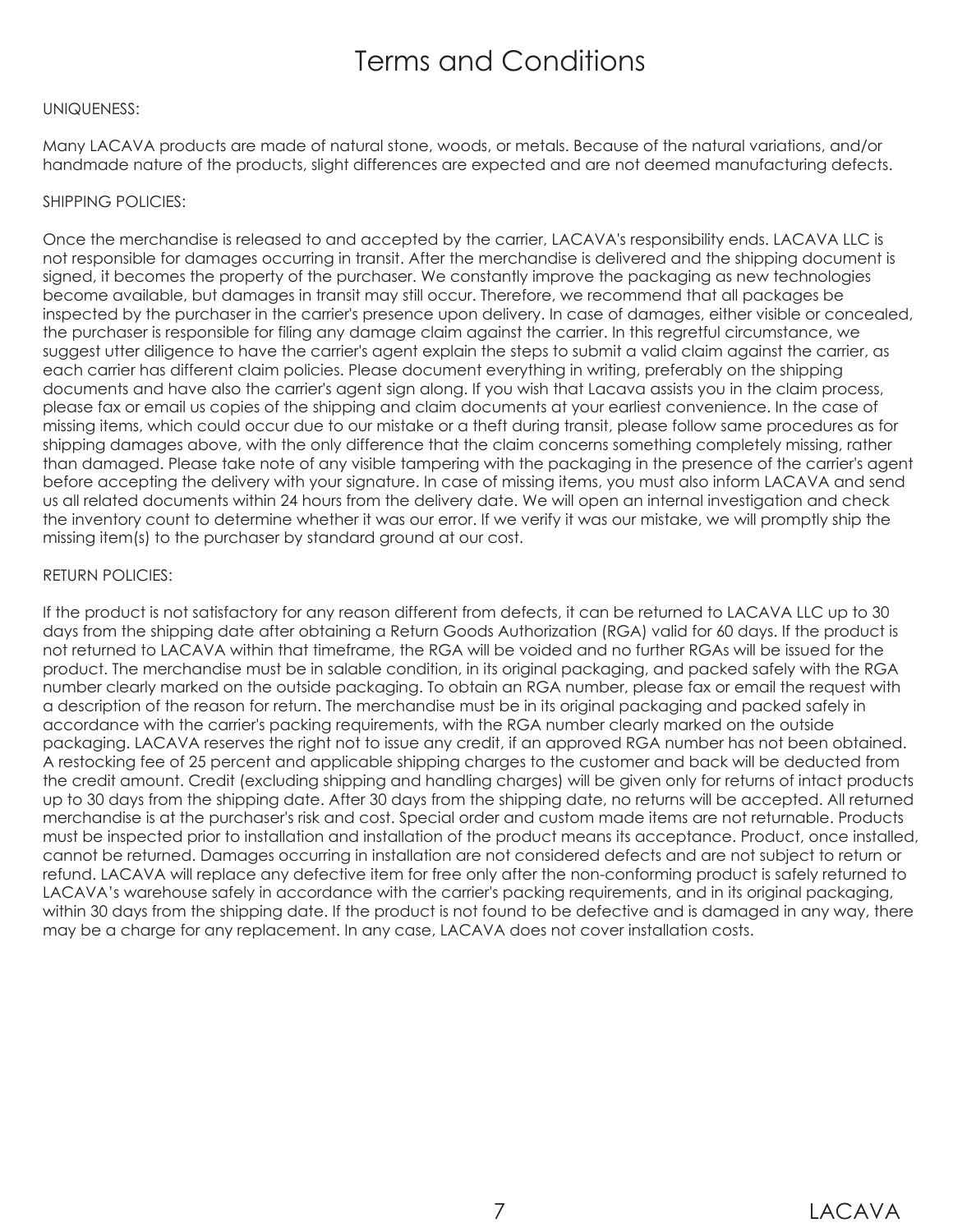# Terms and Conditions

UNIQUENESS:

Many LACAVA products are made of natural stone, woods, or metals. Because of the natural variations, and/or handmade nature of the products, slight differences are expected and are not deemed manufacturing defects.

SHIPPING POLICIES:

Once the merchandise is released to and accepted by the carrier, LACAVA's responsibility ends. LACAVA LLC is not responsible for damages occurring in transit. After the merchandise is delivered and the shipping document is signed, it becomes the property of the purchaser. We constantly improve the packaging as new technologies become available, but damages in transit may still occur. Therefore, we recommend that all packages be inspected by the purchaser in the carrier's presence upon delivery. In case of damages, either visible or concealed, the purchaser is responsible for filing any damage claim against the carrier. In this regretful circumstance, we suggest utter diligence to have the carrier's agent explain the steps to submit a valid claim against the carrier, as each carrier has different claim policies. Please document everything in writing, preferably on the shipping documents and have also the carrier's agent sign along. If you wish that Lacava assists you in the claim process, please fax or email us copies of the shipping and claim documents at your earliest convenience. In the case of missing items, which could occur due to our mistake or a theft during transit, please follow same procedures as for shipping damages above, with the only difference that the claim concerns something completely missing, rather than damaged. Please take note of any visible tampering with the packaging in the presence of the carrier's agent before accepting the delivery with your signature. In case of missing items, you must also inform LACAVA and send us all related documents within 24 hours from the delivery date. We will open an internal investigation and check the inventory count to determine whether it was our error. If we verify it was our mistake, we will promptly ship the missing item(s) to the purchaser by standard ground at our cost.

RETURN POLICIES:

If the product is not satisfactory for any reason different from defects, it can be returned to LACAVA LLC up to 30 days from the shipping date after obtaining a Return Goods Authorization (RGA) valid for 60 days. If the product is not returned to LACAVA within that timeframe, the RGA will be voided and no further RGAs will be issued for the product. The merchandise must be in salable condition, in its original packaging, and packed safely with the RGA number clearly marked on the outside packaging. To obtain an RGA number, please fax or email the request with a description of the reason for return. The merchandise must be in its original packaging and packed safely in accordance with the carrier's packing requirements, with the RGA number clearly marked on the outside packaging. LACAVA reserves the right not to issue any credit, if an approved RGA number has not been obtained. A restocking fee of 25 percent and applicable shipping charges to the customer and back will be deducted from the credit amount. Credit (excluding shipping and handling charges) will be given only for returns of intact products up to 30 days from the shipping date. After 30 days from the shipping date, no returns will be accepted. All returned merchandise is at the purchaser's risk and cost. Special order and custom made items are not returnable. Products must be inspected prior to installation and installation of the product means its acceptance. Product, once installed, cannot be returned. Damages occurring in installation are not considered defects and are not subject to return or refund. LACAVA will replace any defective item for free only after the non-conforming product is safely returned to LACAVA's warehouse safely in accordance with the carrier's packing requirements, and in its original packaging, within 30 days from the shipping date. If the product is not found to be defective and is damaged in any way, there may be a charge for any replacement. In any case, LACAVA does not cover installation costs.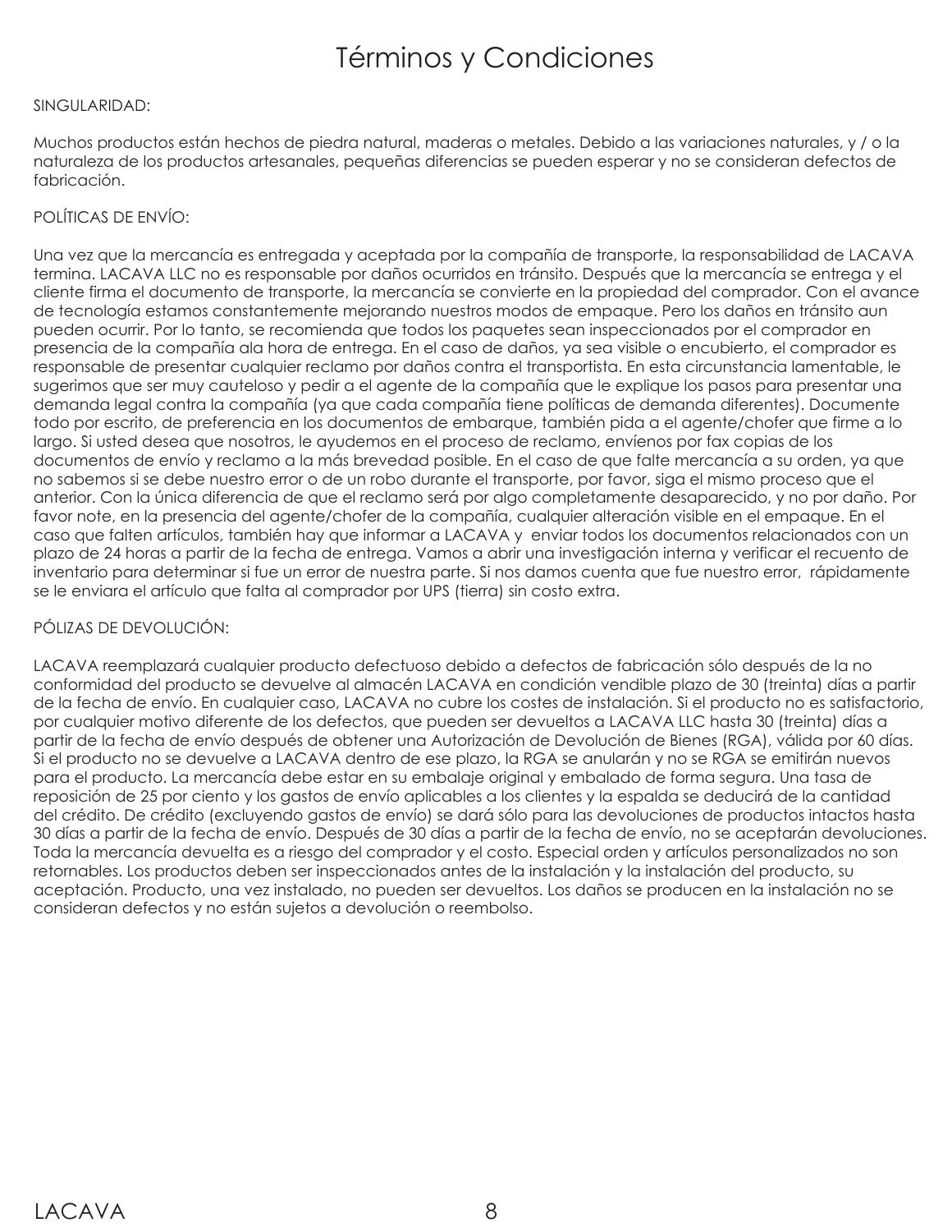# Términos y Condiciones

SINGULARIDAD:

Muchos productos están hechos de piedra natural, maderas o metales. Debido a las variaciones naturales, y / o la naturaleza de los productos artesanales, pequeñas diferencias se pueden esperar y no se consideran defectos de fabricación.

POLÍTICAS DE ENVÍO:

Una vez que la mercancía es entregada y aceptada por la compañía de transporte, la responsabilidad de LACAVA termina. LACAVA LLC no es responsable por daños ocurridos en tránsito. Después que la mercancía se entrega y el cliente firma el documento de transporte, la mercancía se convierte en la propiedad del comprador. Con el avance de tecnología estamos constantemente mejorando nuestros modos de empaque. Pero los daños en tránsito aun pueden ocurrir. Por lo tanto, se recomienda que todos los paquetes sean inspeccionados por el comprador en presencia de la compañía ala hora de entrega. En el caso de daños, ya sea visible o encubierto, el comprador es responsable de presentar cualquier reclamo por daños contra el transportista. En esta circunstancia lamentable, le sugerimos que ser muy cauteloso y pedir a el agente de la compañía que le explique los pasos para presentar una demanda legal contra la compañía (ya que cada compañía tiene políticas de demanda diferentes). Documente todo por escrito, de preferencia en los documentos de embarque, también pida a el agente/chofer que firme a lo largo. Si usted desea que nosotros, le ayudemos en el proceso de reclamo, envíenos por fax copias de los documentos de envío y reclamo a la más brevedad posible. En el caso de que falte mercancía a su orden, ya que no sabemos si se debe nuestro error o de un robo durante el transporte, por favor, siga el mismo proceso que el anterior. Con la única diferencia de que el reclamo será por algo completamente desaparecido, y no por daño. Por favor note, en la presencia del agente/chofer de la compañía, cualquier alteración visible en el empaque. En el caso que falten artículos, también hay que informar a LACAVA y enviar todos los documentos relacionados con un plazo de 24 horas a partir de la fecha de entrega. Vamos a abrir una investigación interna y verificar el recuento de inventario para determinar si fue un error de nuestra parte. Si nos damos cuenta que fue nuestro error, rápidamente se le enviara el artículo que falta al comprador por UPS (tierra) sin costo extra.

PÓLIZAS DE DEVOLUCIÓN:

LACAVA reemplazará cualquier producto defectuoso debido a defectos de fabricación sólo después de la no conformidad del producto se devuelve al almacén LACAVA en condición vendible plazo de 30 (treinta) días a partir de la fecha de envío. En cualquier caso, LACAVA no cubre los costes de instalación. Si el producto no es satisfactorio, por cualquier motivo diferente de los defectos, que pueden ser devueltos a LACAVA LLC hasta 30 (treinta) días a partir de la fecha de envío después de obtener una Autorización de Devolución de Bienes (RGA), válida por 60 días. Si el producto no se devuelve a LACAVA dentro de ese plazo, la RGA se anularán y no se RGA se emitirán nuevos para el producto. La mercancía debe estar en su embalaje original y embalado de forma segura. Una tasa de reposición de 25 por ciento y los gastos de envío aplicables a los clientes y la espalda se deducirá de la cantidad del crédito. De crédito (excluyendo gastos de envío) se dará sólo para las devoluciones de productos intactos hasta 30 días a partir de la fecha de envío. Después de 30 días a partir de la fecha de envío, no se aceptarán devoluciones. Toda la mercancía devuelta es a riesgo del comprador y el costo. Especial orden y artículos personalizados no son retornables. Los productos deben ser inspeccionados antes de la instalación y la instalación del producto, su aceptación. Producto, una vez instalado, no pueden ser devueltos. Los daños se producen en la instalación no se consideran defectos y no están sujetos a devolución o reembolso.